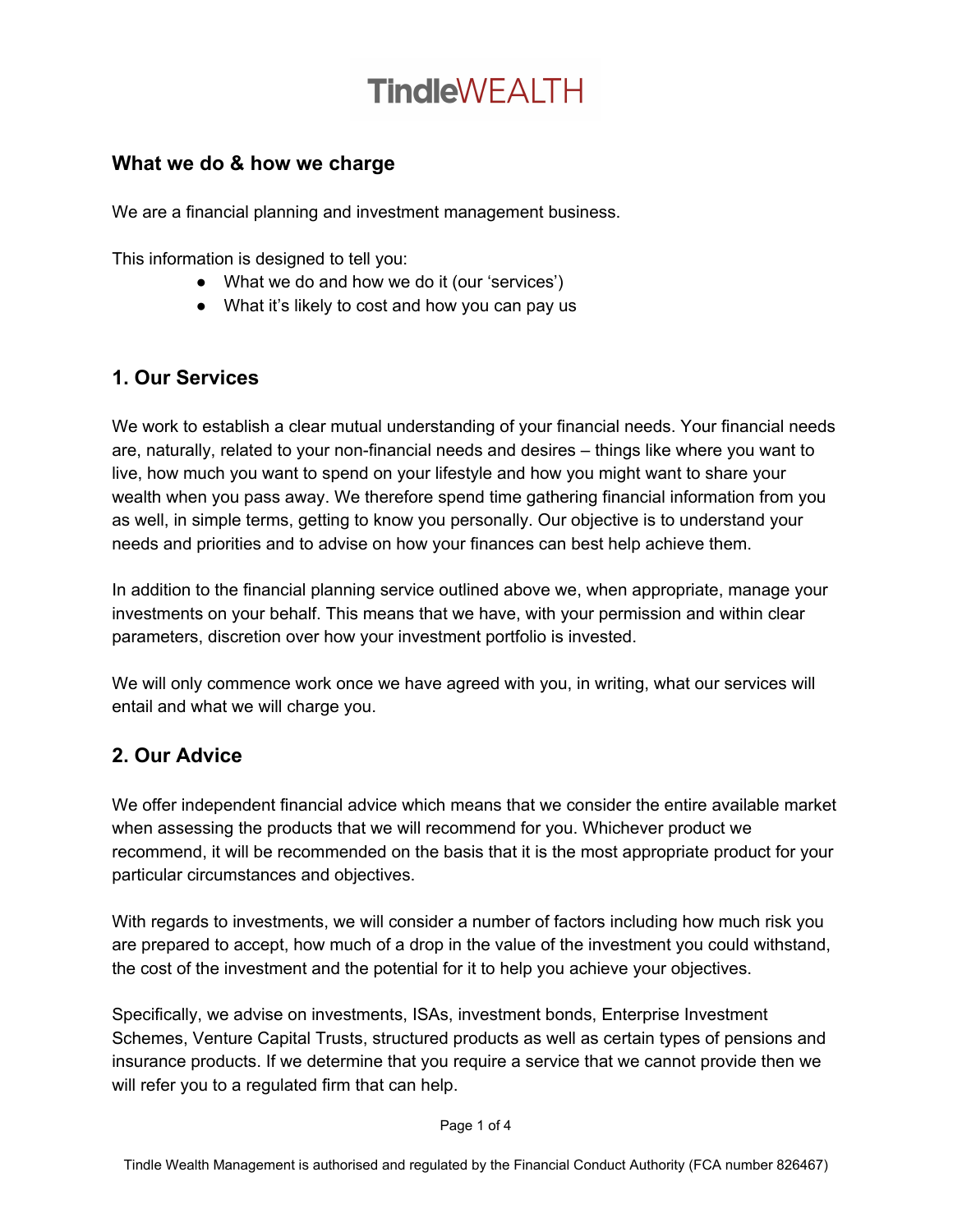# TindleWEALTH

## What we do & how we charge

We are a financial planning and investment management business.

This information is designed to tell you:

- What we do and how we do it (our 'services')
- What it's likely to cost and how you can pay us

## 1. Our Services

We work to establish a clear mutual understanding of your financial needs. Your financial needs are, naturally, related to your non-financial needs and desires – things like where you want to live, how much you want to spend on your lifestyle and how you might want to share your wealth when you pass away. We therefore spend time gathering financial information from you as well, in simple terms, getting to know you personally. Our objective is to understand your needs and priorities and to advise on how your finances can best help achieve them.

In addition to the financial planning service outlined above we, when appropriate, manage your investments on your behalf. This means that we have, with your permission and within clear parameters, discretion over how your investment portfolio is invested.

We will only commence work once we have agreed with you, in writing, what our services will entail and what we will charge you.

## 2. Our Advice

We offer independent financial advice which means that we consider the entire available market when assessing the products that we will recommend for you. Whichever product we recommend, it will be recommended on the basis that it is the most appropriate product for your particular circumstances and objectives.

With regards to investments, we will consider a number of factors including how much risk you are prepared to accept, how much of a drop in the value of the investment you could withstand, the cost of the investment and the potential for it to help you achieve your objectives.

Specifically, we advise on investments, ISAs, investment bonds, Enterprise Investment Schemes, Venture Capital Trusts, structured products as well as certain types of pensions and insurance products. If we determine that you require a service that we cannot provide then we will refer you to a regulated firm that can help.

Tindle Wealth Management is authorised and regulated by the Financial Conduct Authority (FCA number 826467)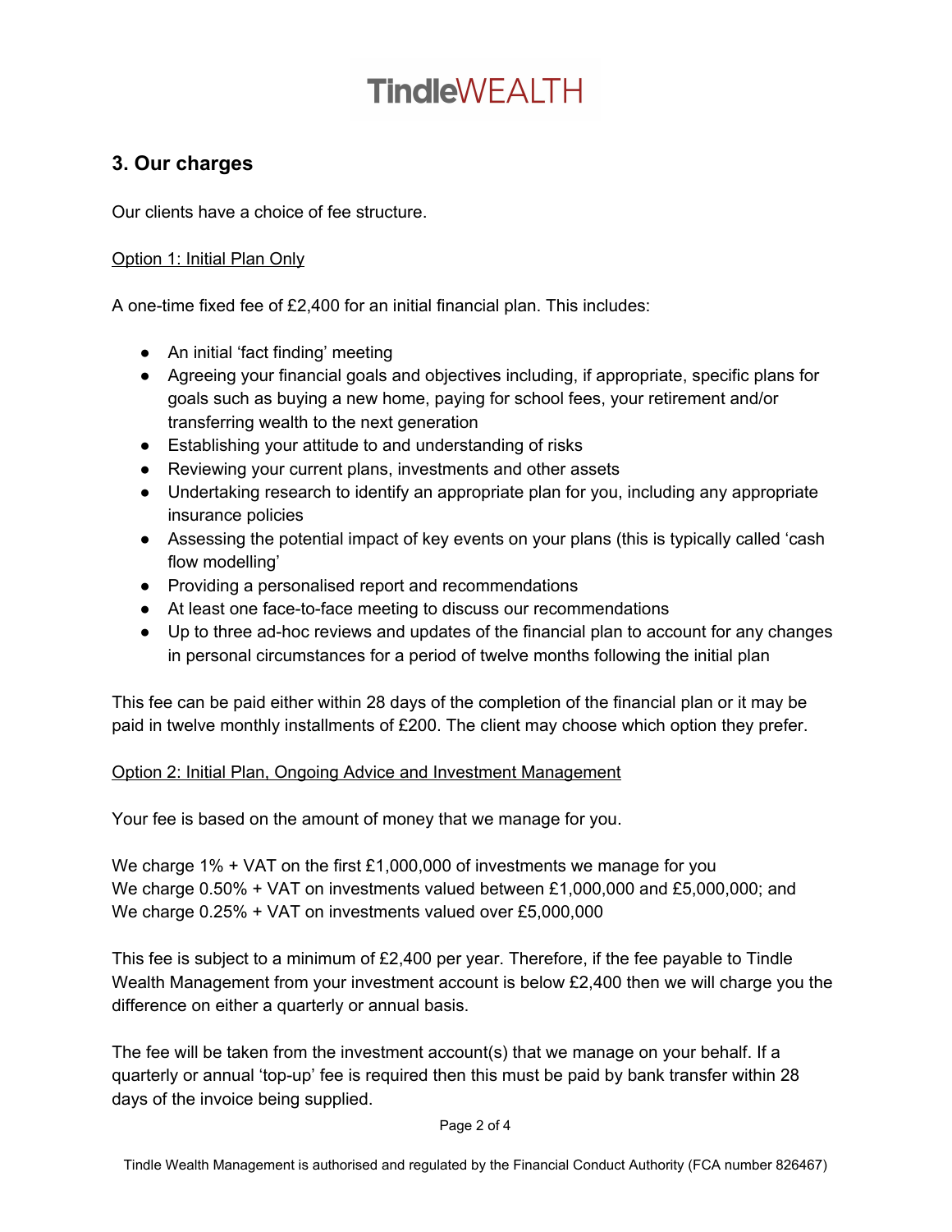## 3. Our charges

Our clients have a choice of fee structure.

<u>Option 1: Initial Plan Only</u>

A one-time fixed fee of £2,400 for an initial financial plan. This includes:

- An initial 'fact finding' meeting
- Agreeing your financial goals and objectives including, if appropriate, specific plans for goals such as buying a new home, paying for school fees, your retirement and/or transferring wealth to the next generation
- Establishing your attitude to and understanding of risks
- Reviewing your current plans, investments and other assets
- Undertaking research to identify an appropriate plan for you, including any appropriate insurance policies
- Assessing the potential impact of key events on your plans (this is typically called 'cash flow modelling'
- Providing a personalised report and recommendations
- At least one face-to-face meeting to discuss our recommendations
- Up to three ad-hoc reviews and updates of the financial plan to account for any changes in personal circumstances for a period of twelve months following the initial plan

This fee can be paid either within 28 days of the completion of the financial plan or it may be paid in twelve monthly installments of £200. The client may choose which option they prefer.

<u>Option 2: Initial Plan, Ongoing Advice and Investment Management</u>

Your fee is based on the amount of money that we manage for you.

We charge 1% + VAT on the first £1,000,000 of investments we manage for you
We charge 0.50% + VAT on investments valued between £1,000,000 and £5,000,000; and
We charge 0.25% + VAT on investments valued over £5,000,000

This fee is subject to a minimum of £2,400 per year. Therefore, if the fee payable to Tindle Wealth Management from your investment account is below £2,400 then we will charge you the difference on either a quarterly or annual basis.

The fee will be taken from the investment account(s) that we manage on your behalf. If a quarterly or annual 'top-up' fee is required then this must be paid by bank transfer within 28 days of the invoice being supplied.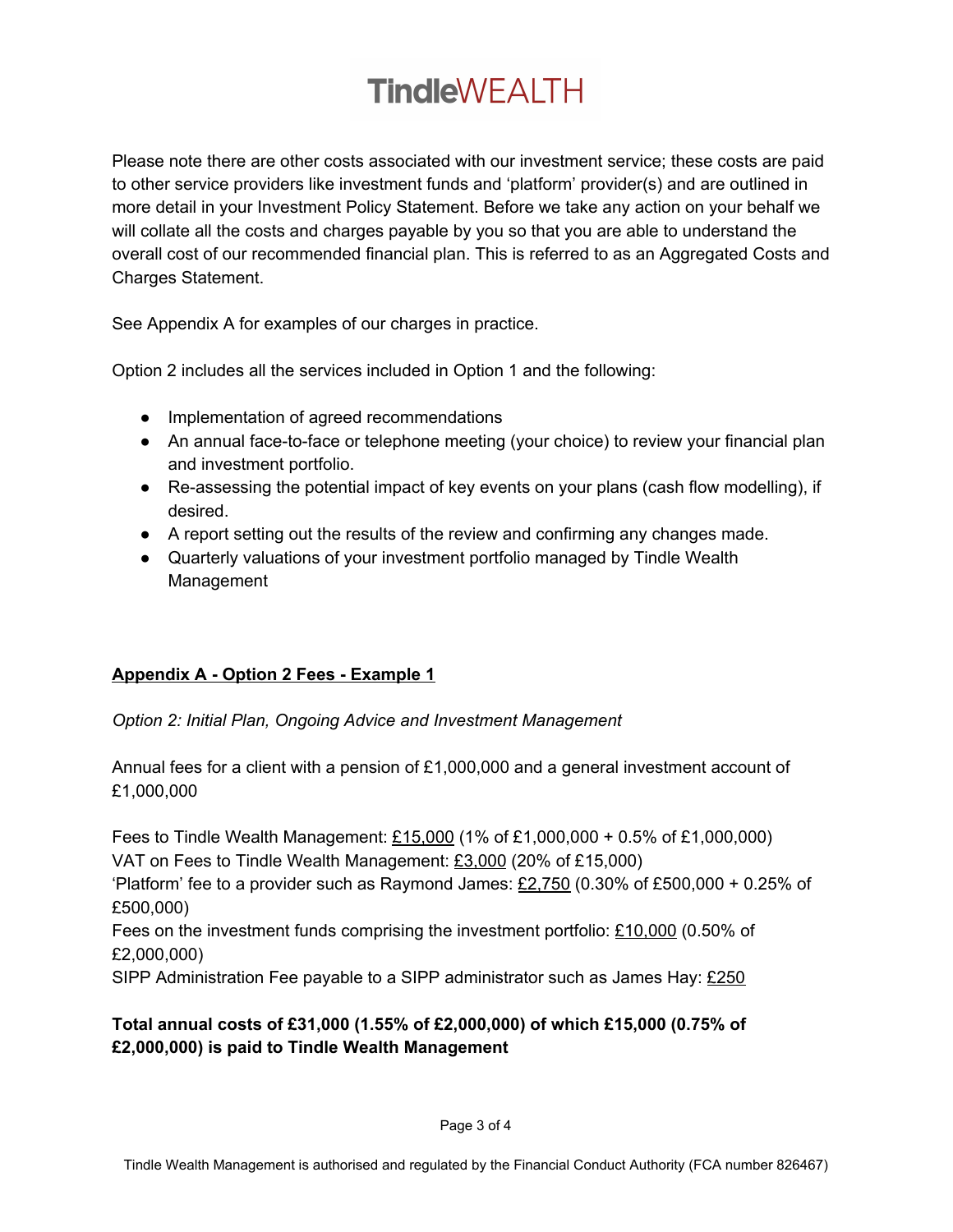Please note there are other costs associated with our investment service; these costs are paid to other service providers like investment funds and 'platform' provider(s) and are outlined in more detail in your Investment Policy Statement. Before we take any action on your behalf we will collate all the costs and charges payable by you so that you are able to understand the overall cost of our recommended financial plan. This is referred to as an Aggregated Costs and Charges Statement.

See Appendix A for examples of our charges in practice.

Option 2 includes all the services included in Option 1 and the following:

- Implementation of agreed recommendations
- An annual face-to-face or telephone meeting (your choice) to review your financial plan and investment portfolio.
- Re-assessing the potential impact of key events on your plans (cash flow modelling), if desired.
- A report setting out the results of the review and confirming any changes made.
- Quarterly valuations of your investment portfolio managed by Tindle Wealth Management

## Appendix A - Option 2 Fees - Example 1

*Option 2: Initial Plan, Ongoing Advice and Investment Management*

Annual fees for a client with a pension of £1,000,000 and a general investment account of £1,000,000

Fees to Tindle Wealth Management: £15,000 (1% of £1,000,000 + 0.5% of £1,000,000)
VAT on Fees to Tindle Wealth Management: £3,000 (20% of £15,000)
'Platform' fee to a provider such as Raymond James: £2,750 (0.30% of £500,000 + 0.25% of £500,000)
Fees on the investment funds comprising the investment portfolio: £10,000 (0.50% of £2,000,000)
SIPP Administration Fee payable to a SIPP administrator such as James Hay: £250

**Total annual costs of £31,000 (1.55% of £2,000,000) of which £15,000 (0.75% of £2,000,000) is paid to Tindle Wealth Management**

Tindle Wealth Management is authorised and regulated by the Financial Conduct Authority (FCA number 826467)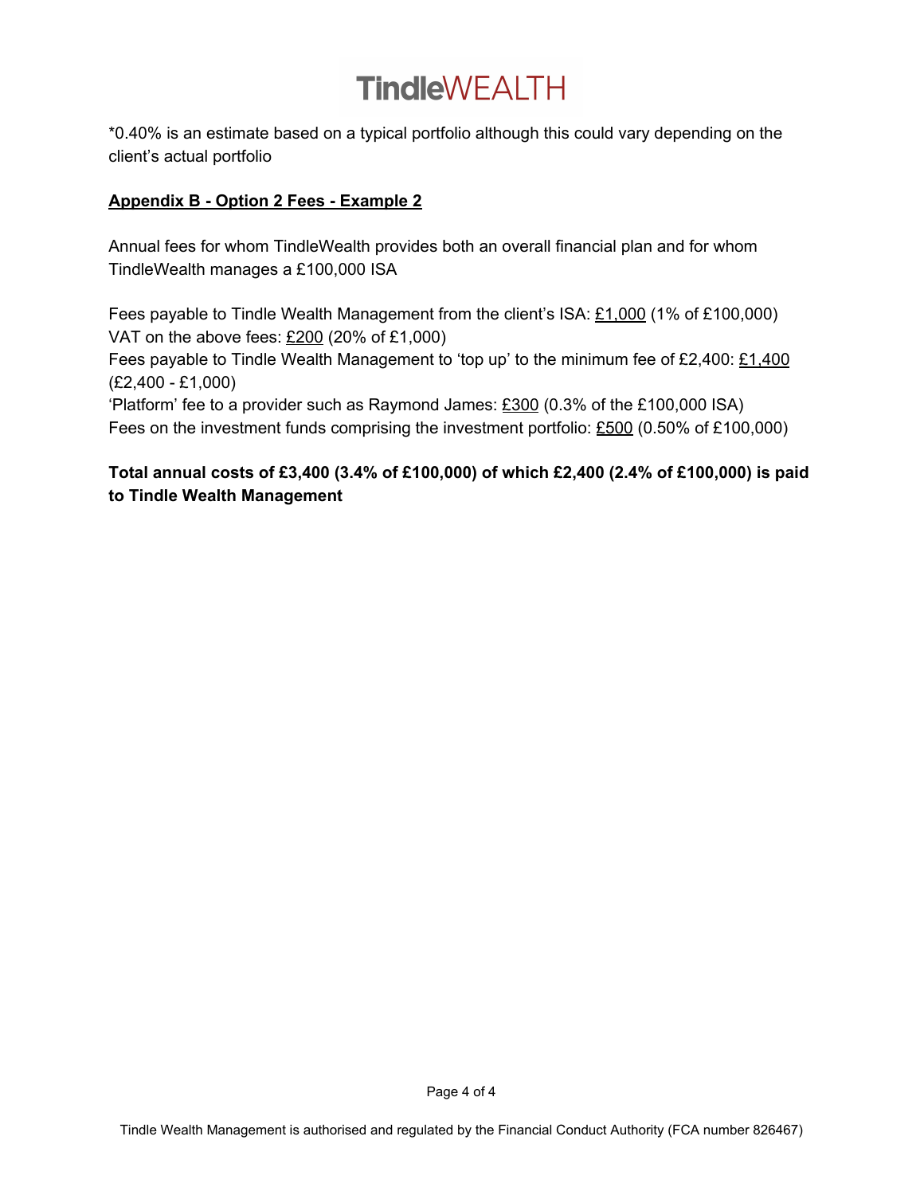*0.40% is an estimate based on a typical portfolio although this could vary depending on the client's actual portfolio

## Appendix B - Option 2 Fees - Example 2

Annual fees for whom TindleWealth provides both an overall financial plan and for whom TindleWealth manages a £100,000 ISA

Fees payable to Tindle Wealth Management from the client's ISA: £1,000 (1% of £100,000)
VAT on the above fees: £200 (20% of £1,000)
Fees payable to Tindle Wealth Management to 'top up' to the minimum fee of £2,400: £1,400 (£2,400 - £1,000)
'Platform' fee to a provider such as Raymond James: £300 (0.3% of the £100,000 ISA)
Fees on the investment funds comprising the investment portfolio: £500 (0.50% of £100,000)

**Total annual costs of £3,400 (3.4% of £100,000) of which £2,400 (2.4% of £100,000) is paid to Tindle Wealth Management**